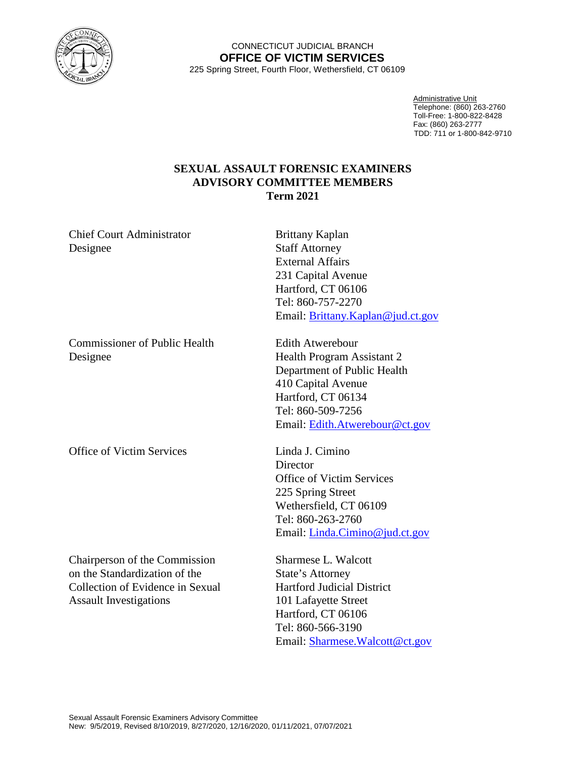CONNECTICUT JUDICIAL BRANCH

**OFFICE OF VICTIM SERVICES**

225 Spring Street, Fourth Floor, Wethersfield, CT 06109

Administrative Unit
Telephone: (860) 263-2760
Toll-Free: 1-800-822-8428
Fax: (860) 263-2777
TDD: 711 or 1-800-842-9710

# SEXUAL ASSAULT FORENSIC EXAMINERS ADVISORY COMMITTEE MEMBERS Term 2021

| | |
|---|---|
| Chief Court Administrator Designee | Brittany Kaplan<br>Staff Attorney<br>External Affairs<br>231 Capital Avenue<br>Hartford, CT 06106<br>Tel: 860-757-2270<br>Email: Brittany.Kaplan@jud.ct.gov |
| Commissioner of Public Health Designee | Edith Atwerebour<br>Health Program Assistant 2<br>Department of Public Health<br>410 Capital Avenue<br>Hartford, CT 06134<br>Tel: 860-509-7256<br>Email: Edith.Atwerebour@ct.gov |
| Office of Victim Services | Linda J. Cimino<br>Director<br>Office of Victim Services<br>225 Spring Street<br>Wethersfield, CT 06109<br>Tel: 860-263-2760<br>Email: Linda.Cimino@jud.ct.gov |
| Chairperson of the Commission on the Standardization of the Collection of Evidence in Sexual Assault Investigations | Sharmese L. Walcott<br>State's Attorney<br>Hartford Judicial District<br>101 Lafayette Street<br>Hartford, CT 06106<br>Tel: 860-566-3190<br>Email: Sharmese.Walcott@ct.gov |

Sexual Assault Forensic Examiners Advisory Committee
New: 9/5/2019, Revised 8/10/2019, 8/27/2020, 12/16/2020, 01/11/2021, 07/07/2021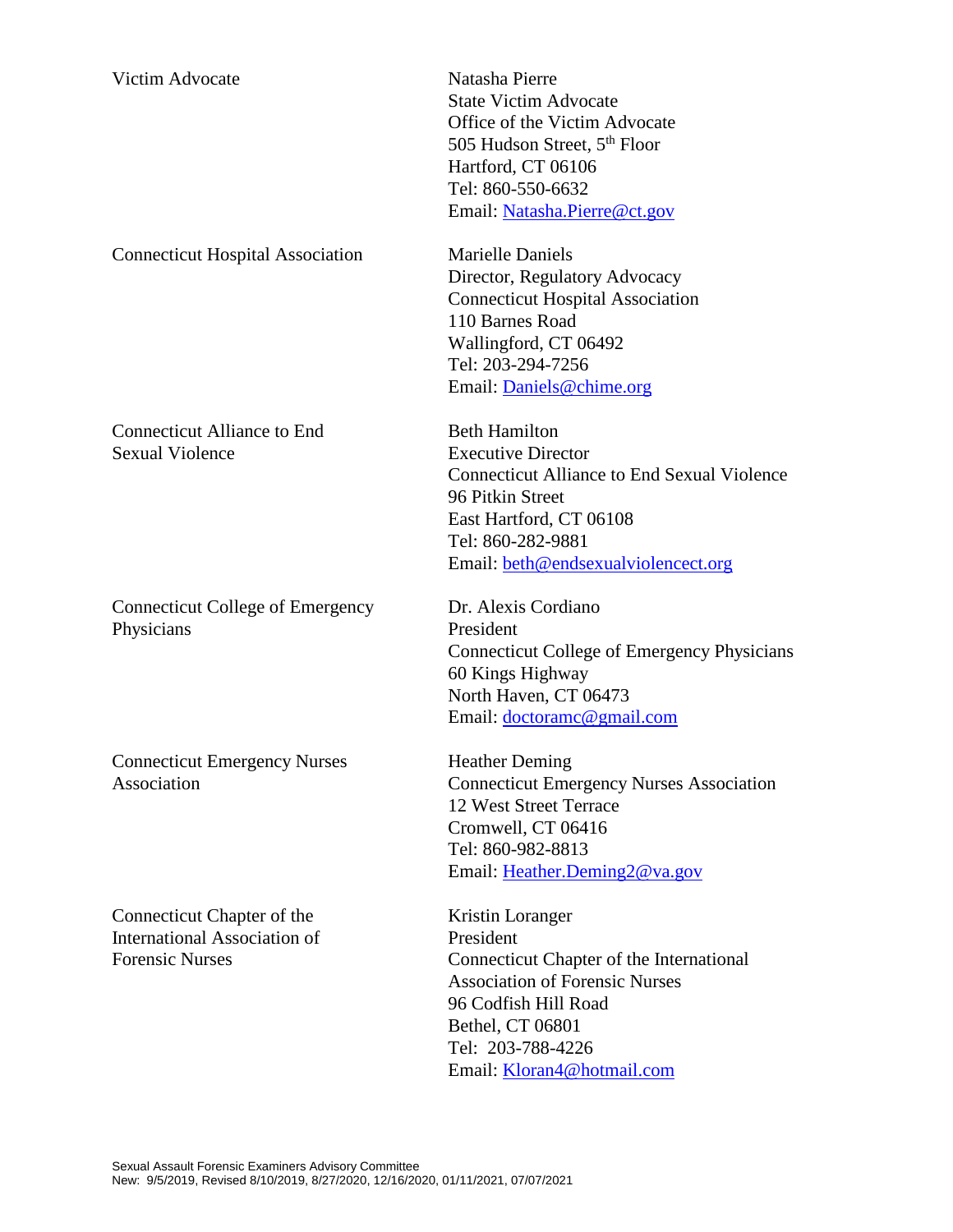| | |
|---|---|
| Victim Advocate | Natasha Pierre<br>State Victim Advocate<br>Office of the Victim Advocate<br>505 Hudson Street, 5th Floor<br>Hartford, CT 06106<br>Tel: 860-550-6632<br>Email: Natasha.Pierre@ct.gov |
| Connecticut Hospital Association | Marielle Daniels<br>Director, Regulatory Advocacy<br>Connecticut Hospital Association<br>110 Barnes Road<br>Wallingford, CT 06492<br>Tel: 203-294-7256<br>Email: Daniels@chime.org |
| Connecticut Alliance to End Sexual Violence | Beth Hamilton<br>Executive Director<br>Connecticut Alliance to End Sexual Violence<br>96 Pitkin Street<br>East Hartford, CT 06108<br>Tel: 860-282-9881<br>Email: beth@endsexualviolencect.org |
| Connecticut College of Emergency Physicians | Dr. Alexis Cordiano<br>President<br>Connecticut College of Emergency Physicians<br>60 Kings Highway<br>North Haven, CT 06473<br>Email: doctoramc@gmail.com |
| Connecticut Emergency Nurses Association | Heather Deming<br>Connecticut Emergency Nurses Association<br>12 West Street Terrace<br>Cromwell, CT 06416<br>Tel: 860-982-8813<br>Email: Heather.Deming2@va.gov |
| Connecticut Chapter of the International Association of Forensic Nurses | Kristin Loranger<br>President<br>Connecticut Chapter of the International Association of Forensic Nurses<br>96 Codfish Hill Road<br>Bethel, CT 06801<br>Tel: 203-788-4226<br>Email: Kloran4@hotmail.com |

Sexual Assault Forensic Examiners Advisory Committee
New: 9/5/2019, Revised 8/10/2019, 8/27/2020, 12/16/2020, 01/11/2021, 07/07/2021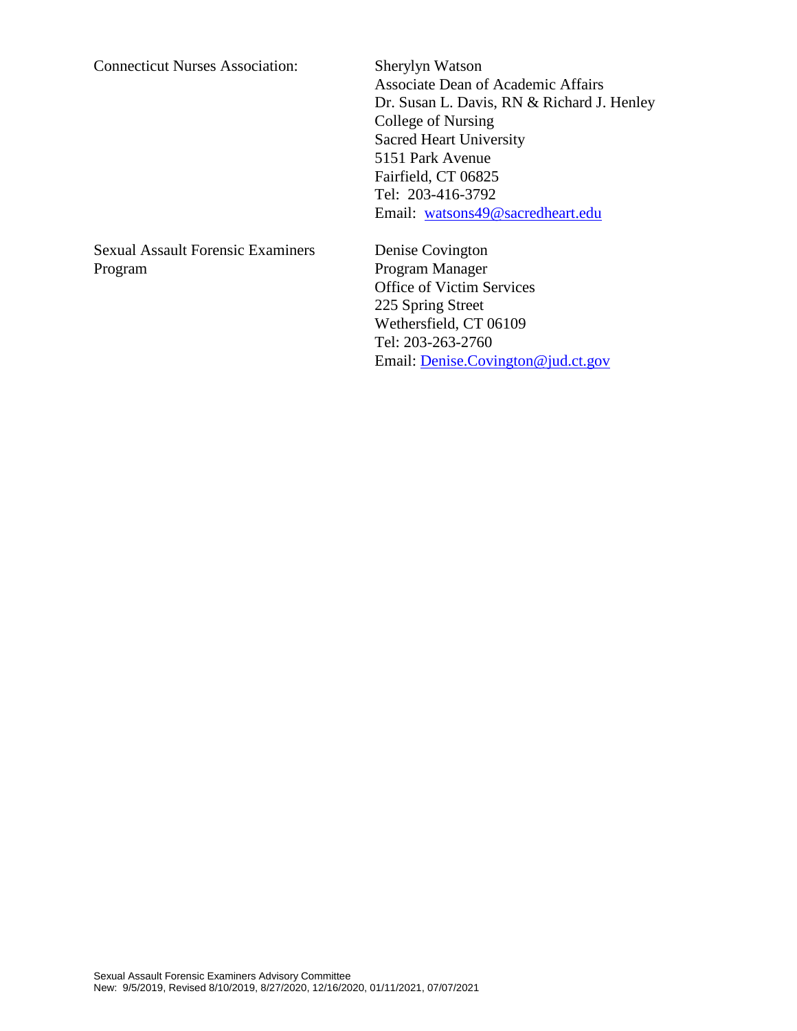| | |
|---|---|
| Connecticut Nurses Association: | Sherylyn Watson<br>Associate Dean of Academic Affairs<br>Dr. Susan L. Davis, RN & Richard J. Henley<br>College of Nursing<br>Sacred Heart University<br>5151 Park Avenue<br>Fairfield, CT 06825<br>Tel: 203-416-3792<br>Email: watsons49@sacredheart.edu |
| Sexual Assault Forensic Examiners Program | Denise Covington<br>Program Manager<br>Office of Victim Services<br>225 Spring Street<br>Wethersfield, CT 06109<br>Tel: 203-263-2760<br>Email: Denise.Covington@jud.ct.gov |

Sexual Assault Forensic Examiners Advisory Committee
New: 9/5/2019, Revised 8/10/2019, 8/27/2020, 12/16/2020, 01/11/2021, 07/07/2021